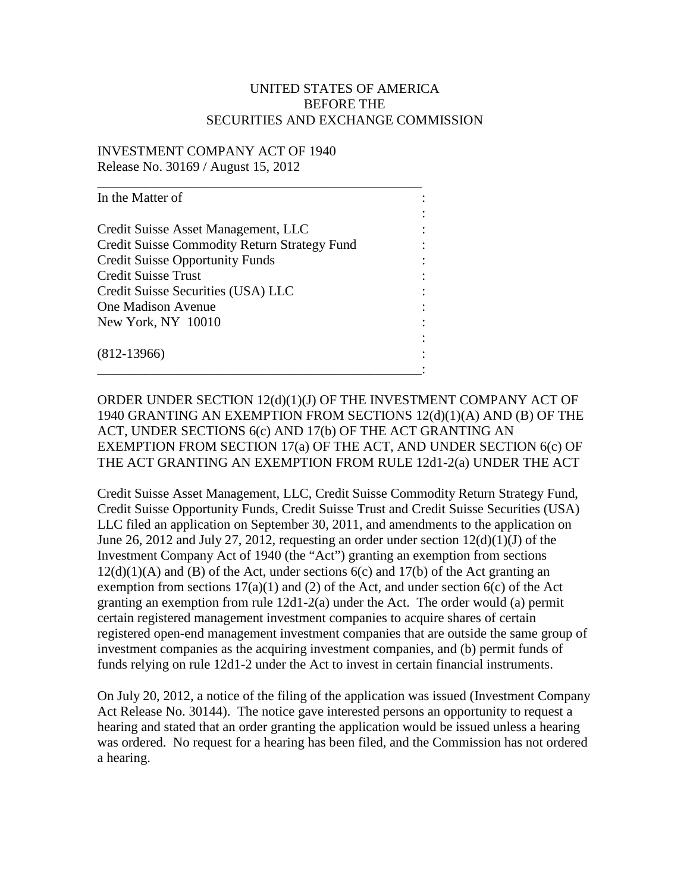UNITED STATES OF AMERICA
BEFORE THE
SECURITIES AND EXCHANGE COMMISSION

INVESTMENT COMPANY ACT OF 1940
Release No. 30169 / August 15, 2012

---

In the Matter of

Credit Suisse Asset Management, LLC
Credit Suisse Commodity Return Strategy Fund
Credit Suisse Opportunity Funds
Credit Suisse Trust
Credit Suisse Securities (USA) LLC
One Madison Avenue
New York, NY 10010

(812-13966)

---

ORDER UNDER SECTION 12(d)(1)(J) OF THE INVESTMENT COMPANY ACT OF 1940 GRANTING AN EXEMPTION FROM SECTIONS 12(d)(1)(A) AND (B) OF THE ACT, UNDER SECTIONS 6(c) AND 17(b) OF THE ACT GRANTING AN EXEMPTION FROM SECTION 17(a) OF THE ACT, AND UNDER SECTION 6(c) OF THE ACT GRANTING AN EXEMPTION FROM RULE 12d1-2(a) UNDER THE ACT

Credit Suisse Asset Management, LLC, Credit Suisse Commodity Return Strategy Fund, Credit Suisse Opportunity Funds, Credit Suisse Trust and Credit Suisse Securities (USA) LLC filed an application on September 30, 2011, and amendments to the application on June 26, 2012 and July 27, 2012, requesting an order under section 12(d)(1)(J) of the Investment Company Act of 1940 (the "Act") granting an exemption from sections 12(d)(1)(A) and (B) of the Act, under sections 6(c) and 17(b) of the Act granting an exemption from sections 17(a)(1) and (2) of the Act, and under section 6(c) of the Act granting an exemption from rule 12d1-2(a) under the Act. The order would (a) permit certain registered management investment companies to acquire shares of certain registered open-end management investment companies that are outside the same group of investment companies as the acquiring investment companies, and (b) permit funds of funds relying on rule 12d1-2 under the Act to invest in certain financial instruments.

On July 20, 2012, a notice of the filing of the application was issued (Investment Company Act Release No. 30144). The notice gave interested persons an opportunity to request a hearing and stated that an order granting the application would be issued unless a hearing was ordered. No request for a hearing has been filed, and the Commission has not ordered a hearing.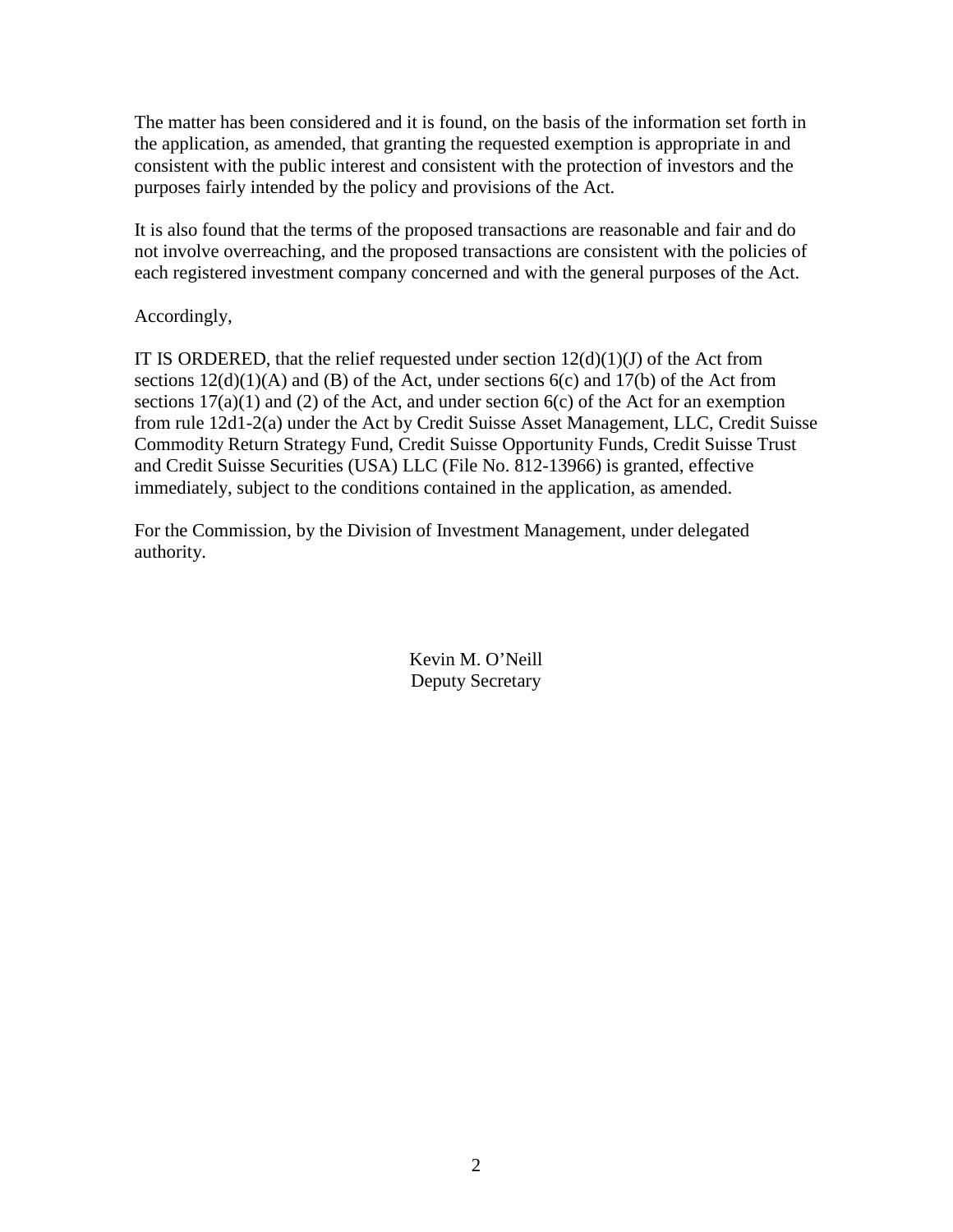The matter has been considered and it is found, on the basis of the information set forth in the application, as amended, that granting the requested exemption is appropriate in and consistent with the public interest and consistent with the protection of investors and the purposes fairly intended by the policy and provisions of the Act.

It is also found that the terms of the proposed transactions are reasonable and fair and do not involve overreaching, and the proposed transactions are consistent with the policies of each registered investment company concerned and with the general purposes of the Act.

Accordingly,

IT IS ORDERED, that the relief requested under section 12(d)(1)(J) of the Act from sections 12(d)(1)(A) and (B) of the Act, under sections 6(c) and 17(b) of the Act from sections 17(a)(1) and (2) of the Act, and under section 6(c) of the Act for an exemption from rule 12d1-2(a) under the Act by Credit Suisse Asset Management, LLC, Credit Suisse Commodity Return Strategy Fund, Credit Suisse Opportunity Funds, Credit Suisse Trust and Credit Suisse Securities (USA) LLC (File No. 812-13966) is granted, effective immediately, subject to the conditions contained in the application, as amended.

For the Commission, by the Division of Investment Management, under delegated authority.

Kevin M. O'Neill
Deputy Secretary